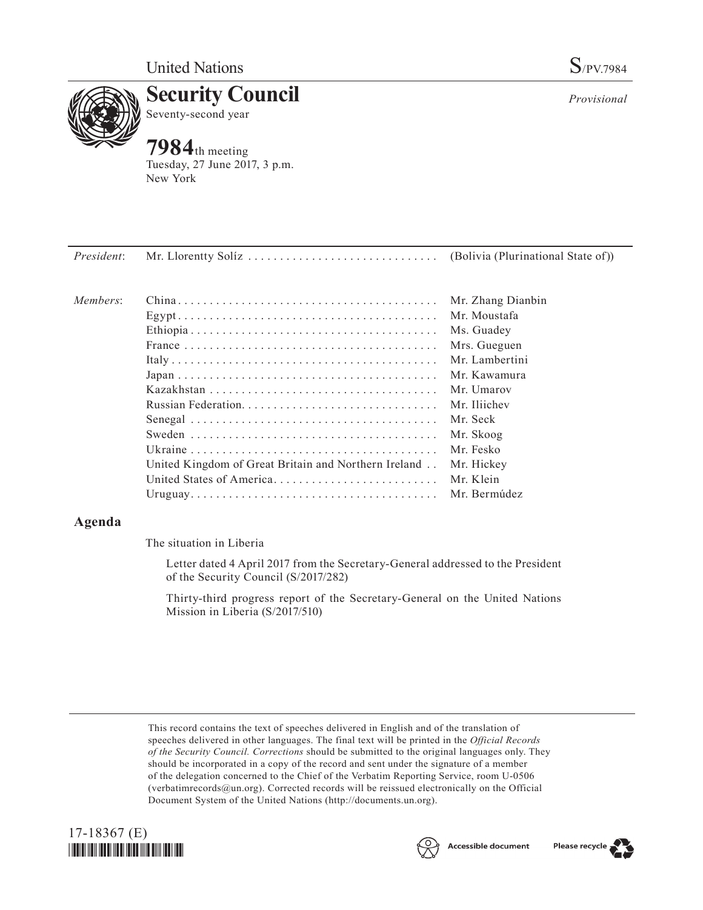United Nations

S/PV.7984

# Security Council

Seventy-second year

*Provisional*

**7984**th meeting
Tuesday, 27 June 2017, 3 p.m.
New York

| | | |
|---|---|---|
| *President*: | Mr. Llorentty Solíz | (Bolivia (Plurinational State of)) |
| *Members*: | China | Mr. Zhang Dianbin |
| | Egypt | Mr. Moustafa |
| | Ethiopia | Ms. Guadey |
| | France | Mrs. Gueguen |
| | Italy | Mr. Lambertini |
| | Japan | Mr. Kawamura |
| | Kazakhstan | Mr. Umarov |
| | Russian Federation | Mr. Iliichev |
| | Senegal | Mr. Seck |
| | Sweden | Mr. Skoog |
| | Ukraine | Mr. Fesko |
| | United Kingdom of Great Britain and Northern Ireland | Mr. Hickey |
| | United States of America | Mr. Klein |
| | Uruguay | Mr. Bermúdez |

## Agenda

The situation in Liberia

Letter dated 4 April 2017 from the Secretary-General addressed to the President of the Security Council (S/2017/282)

Thirty-third progress report of the Secretary-General on the United Nations Mission in Liberia (S/2017/510)

This record contains the text of speeches delivered in English and of the translation of speeches delivered in other languages. The final text will be printed in the *Official Records of the Security Council*. *Corrections* should be submitted to the original languages only. They should be incorporated in a copy of the record and sent under the signature of a member of the delegation concerned to the Chief of the Verbatim Reporting Service, room U-0506 (verbatimrecords@un.org). Corrected records will be reissued electronically on the Official Document System of the United Nations (http://documents.un.org).

17-18367 (E)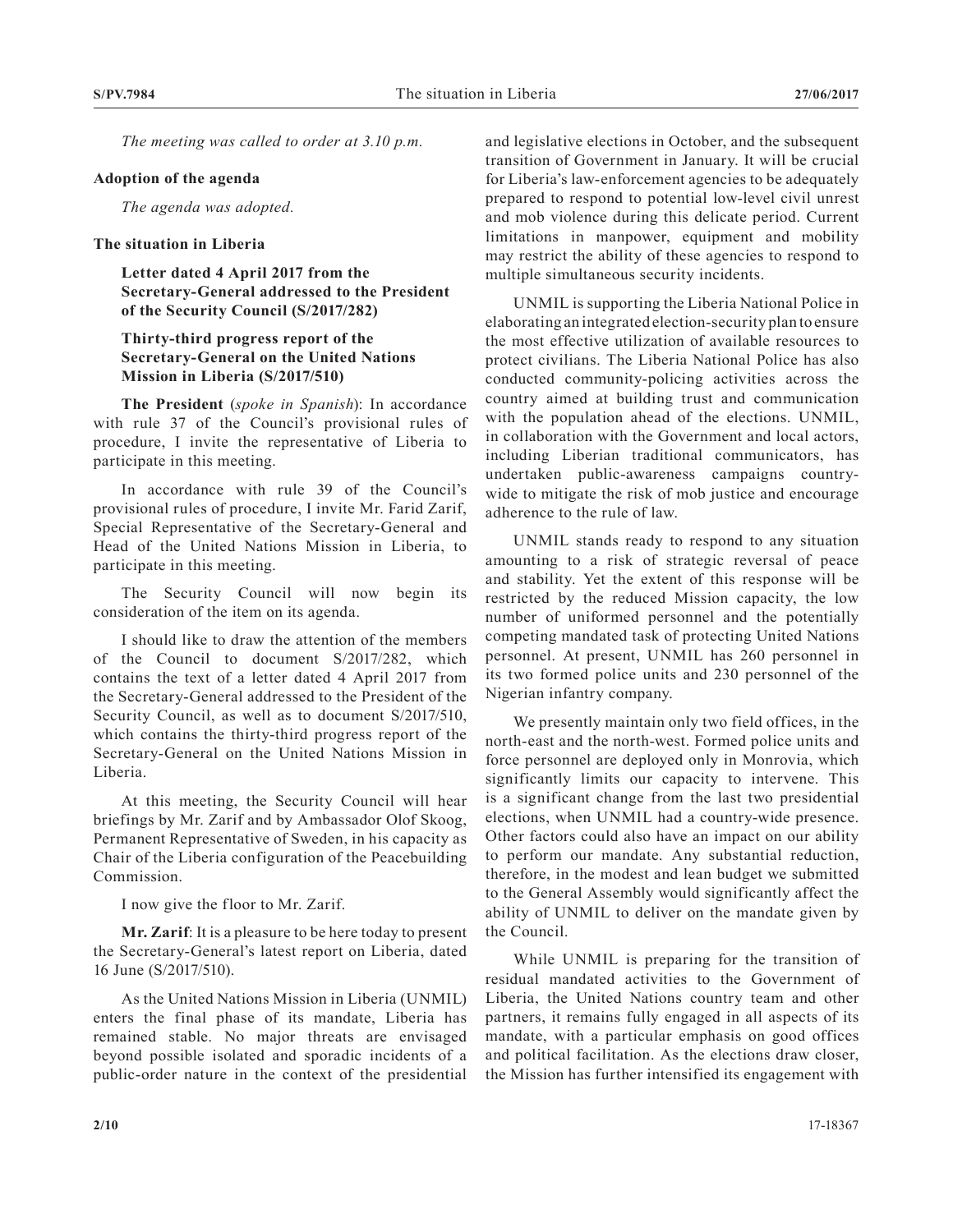*The meeting was called to order at 3.10 p.m.*

**Adoption of the agenda**

*The agenda was adopted.*

**The situation in Liberia**

**Letter dated 4 April 2017 from the Secretary-General addressed to the President of the Security Council (S/2017/282)**

**Thirty-third progress report of the Secretary-General on the United Nations Mission in Liberia (S/2017/510)**

**The President** (*spoke in Spanish*): In accordance with rule 37 of the Council's provisional rules of procedure, I invite the representative of Liberia to participate in this meeting.

In accordance with rule 39 of the Council's provisional rules of procedure, I invite Mr. Farid Zarif, Special Representative of the Secretary-General and Head of the United Nations Mission in Liberia, to participate in this meeting.

The Security Council will now begin its consideration of the item on its agenda.

I should like to draw the attention of the members of the Council to document S/2017/282, which contains the text of a letter dated 4 April 2017 from the Secretary-General addressed to the President of the Security Council, as well as to document S/2017/510, which contains the thirty-third progress report of the Secretary-General on the United Nations Mission in Liberia.

At this meeting, the Security Council will hear briefings by Mr. Zarif and by Ambassador Olof Skoog, Permanent Representative of Sweden, in his capacity as Chair of the Liberia configuration of the Peacebuilding Commission.

I now give the floor to Mr. Zarif.

**Mr. Zarif**: It is a pleasure to be here today to present the Secretary-General's latest report on Liberia, dated 16 June (S/2017/510).

As the United Nations Mission in Liberia (UNMIL) enters the final phase of its mandate, Liberia has remained stable. No major threats are envisaged beyond possible isolated and sporadic incidents of a public-order nature in the context of the presidential and legislative elections in October, and the subsequent transition of Government in January. It will be crucial for Liberia's law-enforcement agencies to be adequately prepared to respond to potential low-level civil unrest and mob violence during this delicate period. Current limitations in manpower, equipment and mobility may restrict the ability of these agencies to respond to multiple simultaneous security incidents.

UNMIL is supporting the Liberia National Police in elaborating an integrated election-security plan to ensure the most effective utilization of available resources to protect civilians. The Liberia National Police has also conducted community-policing activities across the country aimed at building trust and communication with the population ahead of the elections. UNMIL, in collaboration with the Government and local actors, including Liberian traditional communicators, has undertaken public-awareness campaigns country-wide to mitigate the risk of mob justice and encourage adherence to the rule of law.

UNMIL stands ready to respond to any situation amounting to a risk of strategic reversal of peace and stability. Yet the extent of this response will be restricted by the reduced Mission capacity, the low number of uniformed personnel and the potentially competing mandated task of protecting United Nations personnel. At present, UNMIL has 260 personnel in its two formed police units and 230 personnel of the Nigerian infantry company.

We presently maintain only two field offices, in the north-east and the north-west. Formed police units and force personnel are deployed only in Monrovia, which significantly limits our capacity to intervene. This is a significant change from the last two presidential elections, when UNMIL had a country-wide presence. Other factors could also have an impact on our ability to perform our mandate. Any substantial reduction, therefore, in the modest and lean budget we submitted to the General Assembly would significantly affect the ability of UNMIL to deliver on the mandate given by the Council.

While UNMIL is preparing for the transition of residual mandated activities to the Government of Liberia, the United Nations country team and other partners, it remains fully engaged in all aspects of its mandate, with a particular emphasis on good offices and political facilitation. As the elections draw closer, the Mission has further intensified its engagement with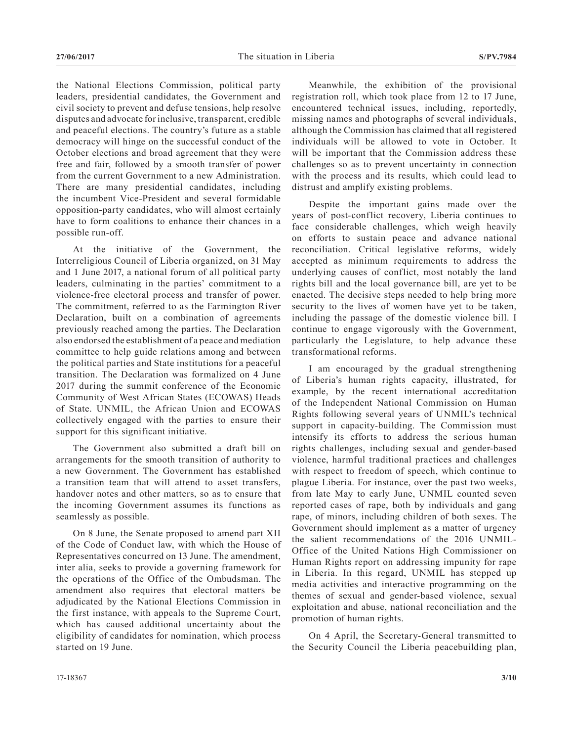the National Elections Commission, political party leaders, presidential candidates, the Government and civil society to prevent and defuse tensions, help resolve disputes and advocate for inclusive, transparent, credible and peaceful elections. The country's future as a stable democracy will hinge on the successful conduct of the October elections and broad agreement that they were free and fair, followed by a smooth transfer of power from the current Government to a new Administration. There are many presidential candidates, including the incumbent Vice-President and several formidable opposition-party candidates, who will almost certainly have to form coalitions to enhance their chances in a possible run-off.

At the initiative of the Government, the Interreligious Council of Liberia organized, on 31 May and 1 June 2017, a national forum of all political party leaders, culminating in the parties' commitment to a violence-free electoral process and transfer of power. The commitment, referred to as the Farmington River Declaration, built on a combination of agreements previously reached among the parties. The Declaration also endorsed the establishment of a peace and mediation committee to help guide relations among and between the political parties and State institutions for a peaceful transition. The Declaration was formalized on 4 June 2017 during the summit conference of the Economic Community of West African States (ECOWAS) Heads of State. UNMIL, the African Union and ECOWAS collectively engaged with the parties to ensure their support for this significant initiative.

The Government also submitted a draft bill on arrangements for the smooth transition of authority to a new Government. The Government has established a transition team that will attend to asset transfers, handover notes and other matters, so as to ensure that the incoming Government assumes its functions as seamlessly as possible.

On 8 June, the Senate proposed to amend part XII of the Code of Conduct law, with which the House of Representatives concurred on 13 June. The amendment, inter alia, seeks to provide a governing framework for the operations of the Office of the Ombudsman. The amendment also requires that electoral matters be adjudicated by the National Elections Commission in the first instance, with appeals to the Supreme Court, which has caused additional uncertainty about the eligibility of candidates for nomination, which process started on 19 June.

Meanwhile, the exhibition of the provisional registration roll, which took place from 12 to 17 June, encountered technical issues, including, reportedly, missing names and photographs of several individuals, although the Commission has claimed that all registered individuals will be allowed to vote in October. It will be important that the Commission address these challenges so as to prevent uncertainty in connection with the process and its results, which could lead to distrust and amplify existing problems.

Despite the important gains made over the years of post-conflict recovery, Liberia continues to face considerable challenges, which weigh heavily on efforts to sustain peace and advance national reconciliation. Critical legislative reforms, widely accepted as minimum requirements to address the underlying causes of conflict, most notably the land rights bill and the local governance bill, are yet to be enacted. The decisive steps needed to help bring more security to the lives of women have yet to be taken, including the passage of the domestic violence bill. I continue to engage vigorously with the Government, particularly the Legislature, to help advance these transformational reforms.

I am encouraged by the gradual strengthening of Liberia's human rights capacity, illustrated, for example, by the recent international accreditation of the Independent National Commission on Human Rights following several years of UNMIL's technical support in capacity-building. The Commission must intensify its efforts to address the serious human rights challenges, including sexual and gender-based violence, harmful traditional practices and challenges with respect to freedom of speech, which continue to plague Liberia. For instance, over the past two weeks, from late May to early June, UNMIL counted seven reported cases of rape, both by individuals and gang rape, of minors, including children of both sexes. The Government should implement as a matter of urgency the salient recommendations of the 2016 UNMIL-Office of the United Nations High Commissioner on Human Rights report on addressing impunity for rape in Liberia. In this regard, UNMIL has stepped up media activities and interactive programming on the themes of sexual and gender-based violence, sexual exploitation and abuse, national reconciliation and the promotion of human rights.

On 4 April, the Secretary-General transmitted to the Security Council the Liberia peacebuilding plan,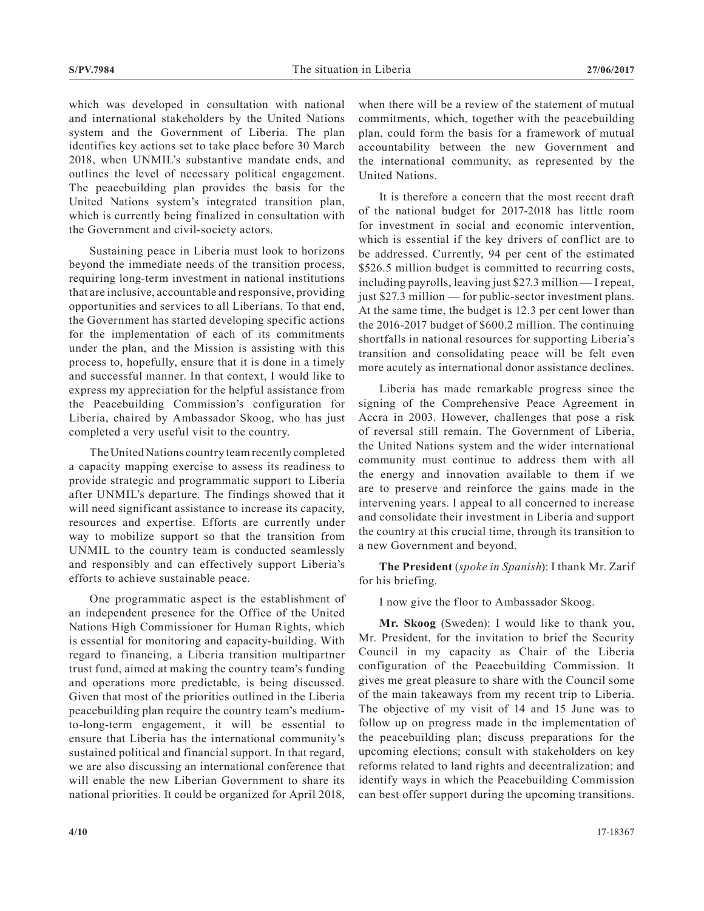which was developed in consultation with national and international stakeholders by the United Nations system and the Government of Liberia. The plan identifies key actions set to take place before 30 March 2018, when UNMIL's substantive mandate ends, and outlines the level of necessary political engagement. The peacebuilding plan provides the basis for the United Nations system's integrated transition plan, which is currently being finalized in consultation with the Government and civil-society actors.

Sustaining peace in Liberia must look to horizons beyond the immediate needs of the transition process, requiring long-term investment in national institutions that are inclusive, accountable and responsive, providing opportunities and services to all Liberians. To that end, the Government has started developing specific actions for the implementation of each of its commitments under the plan, and the Mission is assisting with this process to, hopefully, ensure that it is done in a timely and successful manner. In that context, I would like to express my appreciation for the helpful assistance from the Peacebuilding Commission's configuration for Liberia, chaired by Ambassador Skoog, who has just completed a very useful visit to the country.

The United Nations country team recently completed a capacity mapping exercise to assess its readiness to provide strategic and programmatic support to Liberia after UNMIL's departure. The findings showed that it will need significant assistance to increase its capacity, resources and expertise. Efforts are currently under way to mobilize support so that the transition from UNMIL to the country team is conducted seamlessly and responsibly and can effectively support Liberia's efforts to achieve sustainable peace.

One programmatic aspect is the establishment of an independent presence for the Office of the United Nations High Commissioner for Human Rights, which is essential for monitoring and capacity-building. With regard to financing, a Liberia transition multipartner trust fund, aimed at making the country team's funding and operations more predictable, is being discussed. Given that most of the priorities outlined in the Liberia peacebuilding plan require the country team's medium-to-long-term engagement, it will be essential to ensure that Liberia has the international community's sustained political and financial support. In that regard, we are also discussing an international conference that will enable the new Liberian Government to share its national priorities. It could be organized for April 2018, when there will be a review of the statement of mutual commitments, which, together with the peacebuilding plan, could form the basis for a framework of mutual accountability between the new Government and the international community, as represented by the United Nations.

It is therefore a concern that the most recent draft of the national budget for 2017-2018 has little room for investment in social and economic intervention, which is essential if the key drivers of conflict are to be addressed. Currently, 94 per cent of the estimated \$526.5 million budget is committed to recurring costs, including payrolls, leaving just \$27.3 million — I repeat, just \$27.3 million — for public-sector investment plans. At the same time, the budget is 12.3 per cent lower than the 2016-2017 budget of \$600.2 million. The continuing shortfalls in national resources for supporting Liberia's transition and consolidating peace will be felt even more acutely as international donor assistance declines.

Liberia has made remarkable progress since the signing of the Comprehensive Peace Agreement in Accra in 2003. However, challenges that pose a risk of reversal still remain. The Government of Liberia, the United Nations system and the wider international community must continue to address them with all the energy and innovation available to them if we are to preserve and reinforce the gains made in the intervening years. I appeal to all concerned to increase and consolidate their investment in Liberia and support the country at this crucial time, through its transition to a new Government and beyond.

**The President** (*spoke in Spanish*): I thank Mr. Zarif for his briefing.

I now give the floor to Ambassador Skoog.

**Mr. Skoog** (Sweden): I would like to thank you, Mr. President, for the invitation to brief the Security Council in my capacity as Chair of the Liberia configuration of the Peacebuilding Commission. It gives me great pleasure to share with the Council some of the main takeaways from my recent trip to Liberia. The objective of my visit of 14 and 15 June was to follow up on progress made in the implementation of the peacebuilding plan; discuss preparations for the upcoming elections; consult with stakeholders on key reforms related to land rights and decentralization; and identify ways in which the Peacebuilding Commission can best offer support during the upcoming transitions.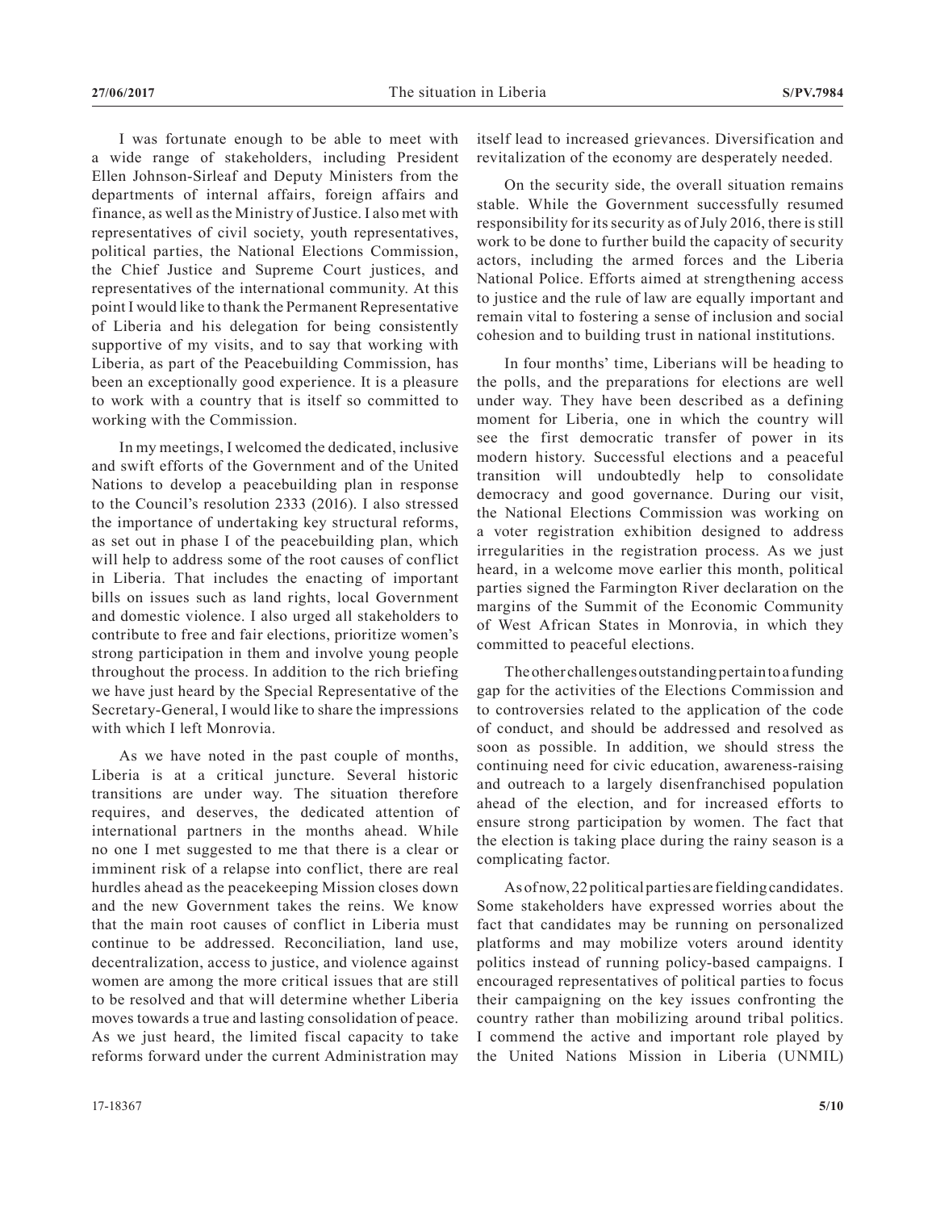I was fortunate enough to be able to meet with a wide range of stakeholders, including President Ellen Johnson-Sirleaf and Deputy Ministers from the departments of internal affairs, foreign affairs and finance, as well as the Ministry of Justice. I also met with representatives of civil society, youth representatives, political parties, the National Elections Commission, the Chief Justice and Supreme Court justices, and representatives of the international community. At this point I would like to thank the Permanent Representative of Liberia and his delegation for being consistently supportive of my visits, and to say that working with Liberia, as part of the Peacebuilding Commission, has been an exceptionally good experience. It is a pleasure to work with a country that is itself so committed to working with the Commission.

In my meetings, I welcomed the dedicated, inclusive and swift efforts of the Government and of the United Nations to develop a peacebuilding plan in response to the Council's resolution 2333 (2016). I also stressed the importance of undertaking key structural reforms, as set out in phase I of the peacebuilding plan, which will help to address some of the root causes of conflict in Liberia. That includes the enacting of important bills on issues such as land rights, local Government and domestic violence. I also urged all stakeholders to contribute to free and fair elections, prioritize women's strong participation in them and involve young people throughout the process. In addition to the rich briefing we have just heard by the Special Representative of the Secretary-General, I would like to share the impressions with which I left Monrovia.

As we have noted in the past couple of months, Liberia is at a critical juncture. Several historic transitions are under way. The situation therefore requires, and deserves, the dedicated attention of international partners in the months ahead. While no one I met suggested to me that there is a clear or imminent risk of a relapse into conflict, there are real hurdles ahead as the peacekeeping Mission closes down and the new Government takes the reins. We know that the main root causes of conflict in Liberia must continue to be addressed. Reconciliation, land use, decentralization, access to justice, and violence against women are among the more critical issues that are still to be resolved and that will determine whether Liberia moves towards a true and lasting consolidation of peace. As we just heard, the limited fiscal capacity to take reforms forward under the current Administration may itself lead to increased grievances. Diversification and revitalization of the economy are desperately needed.

On the security side, the overall situation remains stable. While the Government successfully resumed responsibility for its security as of July 2016, there is still work to be done to further build the capacity of security actors, including the armed forces and the Liberia National Police. Efforts aimed at strengthening access to justice and the rule of law are equally important and remain vital to fostering a sense of inclusion and social cohesion and to building trust in national institutions.

In four months' time, Liberians will be heading to the polls, and the preparations for elections are well under way. They have been described as a defining moment for Liberia, one in which the country will see the first democratic transfer of power in its modern history. Successful elections and a peaceful transition will undoubtedly help to consolidate democracy and good governance. During our visit, the National Elections Commission was working on a voter registration exhibition designed to address irregularities in the registration process. As we just heard, in a welcome move earlier this month, political parties signed the Farmington River declaration on the margins of the Summit of the Economic Community of West African States in Monrovia, in which they committed to peaceful elections.

The other challenges outstanding pertain to a funding gap for the activities of the Elections Commission and to controversies related to the application of the code of conduct, and should be addressed and resolved as soon as possible. In addition, we should stress the continuing need for civic education, awareness-raising and outreach to a largely disenfranchised population ahead of the election, and for increased efforts to ensure strong participation by women. The fact that the election is taking place during the rainy season is a complicating factor.

As of now, 22 political parties are fielding candidates. Some stakeholders have expressed worries about the fact that candidates may be running on personalized platforms and may mobilize voters around identity politics instead of running policy-based campaigns. I encouraged representatives of political parties to focus their campaigning on the key issues confronting the country rather than mobilizing around tribal politics. I commend the active and important role played by the United Nations Mission in Liberia (UNMIL)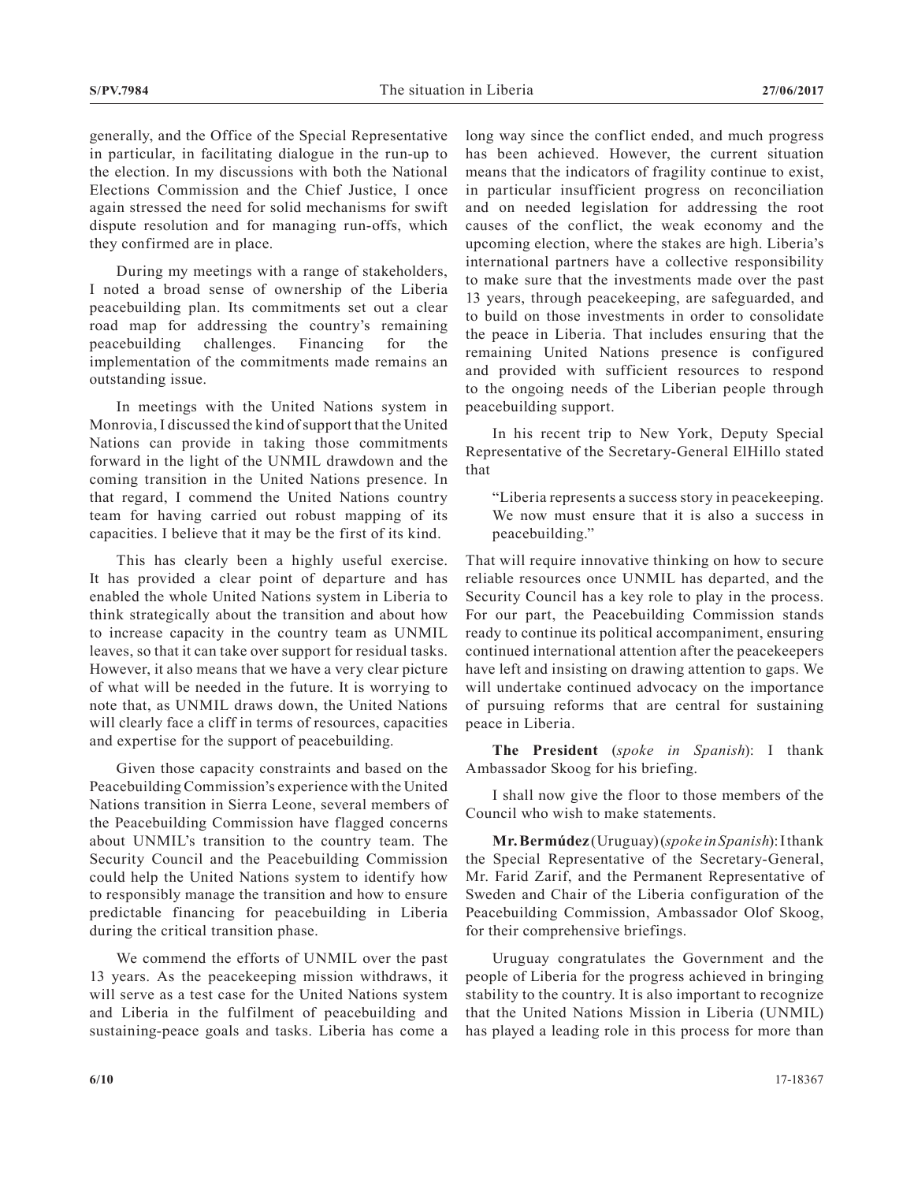generally, and the Office of the Special Representative in particular, in facilitating dialogue in the run-up to the election. In my discussions with both the National Elections Commission and the Chief Justice, I once again stressed the need for solid mechanisms for swift dispute resolution and for managing run-offs, which they confirmed are in place.

During my meetings with a range of stakeholders, I noted a broad sense of ownership of the Liberia peacebuilding plan. Its commitments set out a clear road map for addressing the country's remaining peacebuilding challenges. Financing for the implementation of the commitments made remains an outstanding issue.

In meetings with the United Nations system in Monrovia, I discussed the kind of support that the United Nations can provide in taking those commitments forward in the light of the UNMIL drawdown and the coming transition in the United Nations presence. In that regard, I commend the United Nations country team for having carried out robust mapping of its capacities. I believe that it may be the first of its kind.

This has clearly been a highly useful exercise. It has provided a clear point of departure and has enabled the whole United Nations system in Liberia to think strategically about the transition and about how to increase capacity in the country team as UNMIL leaves, so that it can take over support for residual tasks. However, it also means that we have a very clear picture of what will be needed in the future. It is worrying to note that, as UNMIL draws down, the United Nations will clearly face a cliff in terms of resources, capacities and expertise for the support of peacebuilding.

Given those capacity constraints and based on the Peacebuilding Commission's experience with the United Nations transition in Sierra Leone, several members of the Peacebuilding Commission have flagged concerns about UNMIL's transition to the country team. The Security Council and the Peacebuilding Commission could help the United Nations system to identify how to responsibly manage the transition and how to ensure predictable financing for peacebuilding in Liberia during the critical transition phase.

We commend the efforts of UNMIL over the past 13 years. As the peacekeeping mission withdraws, it will serve as a test case for the United Nations system and Liberia in the fulfilment of peacebuilding and sustaining-peace goals and tasks. Liberia has come a long way since the conflict ended, and much progress has been achieved. However, the current situation means that the indicators of fragility continue to exist, in particular insufficient progress on reconciliation and on needed legislation for addressing the root causes of the conflict, the weak economy and the upcoming election, where the stakes are high. Liberia's international partners have a collective responsibility to make sure that the investments made over the past 13 years, through peacekeeping, are safeguarded, and to build on those investments in order to consolidate the peace in Liberia. That includes ensuring that the remaining United Nations presence is configured and provided with sufficient resources to respond to the ongoing needs of the Liberian people through peacebuilding support.

In his recent trip to New York, Deputy Special Representative of the Secretary-General ElHillo stated that

> "Liberia represents a success story in peacekeeping. We now must ensure that it is also a success in peacebuilding."

That will require innovative thinking on how to secure reliable resources once UNMIL has departed, and the Security Council has a key role to play in the process. For our part, the Peacebuilding Commission stands ready to continue its political accompaniment, ensuring continued international attention after the peacekeepers have left and insisting on drawing attention to gaps. We will undertake continued advocacy on the importance of pursuing reforms that are central for sustaining peace in Liberia.

**The President** (*spoke in Spanish*): I thank Ambassador Skoog for his briefing.

I shall now give the floor to those members of the Council who wish to make statements.

**Mr. Bermúdez** (Uruguay) (*spoke in Spanish*): I thank the Special Representative of the Secretary-General, Mr. Farid Zarif, and the Permanent Representative of Sweden and Chair of the Liberia configuration of the Peacebuilding Commission, Ambassador Olof Skoog, for their comprehensive briefings.

Uruguay congratulates the Government and the people of Liberia for the progress achieved in bringing stability to the country. It is also important to recognize that the United Nations Mission in Liberia (UNMIL) has played a leading role in this process for more than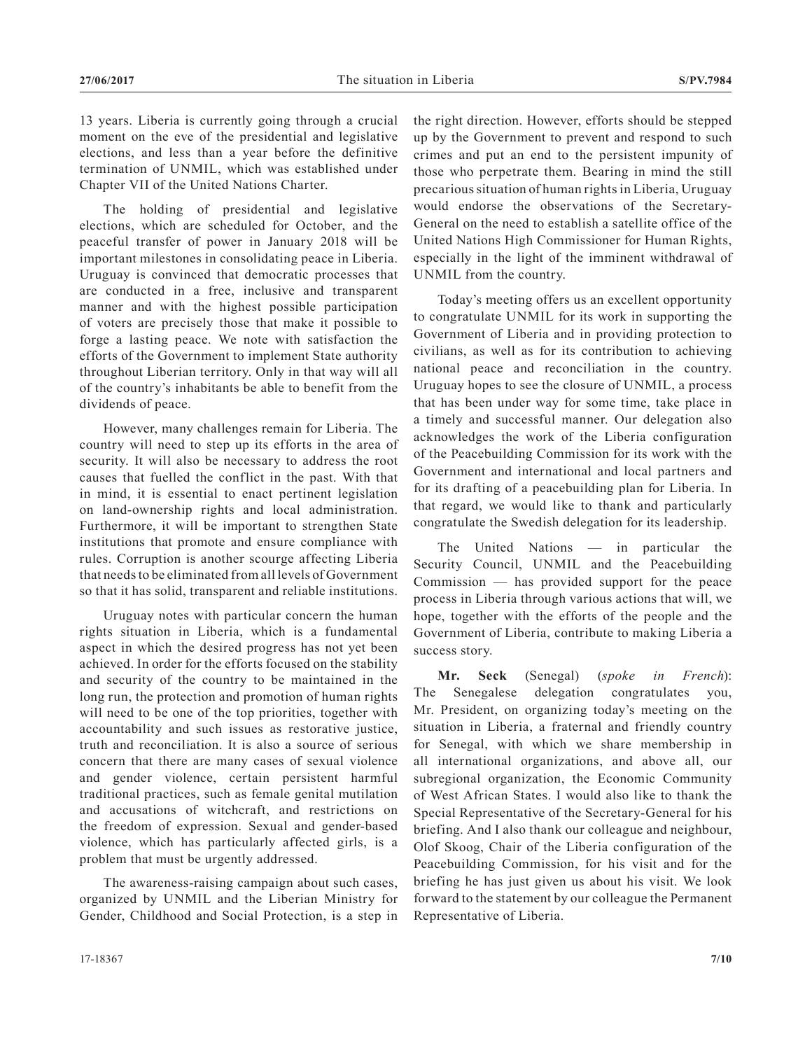13 years. Liberia is currently going through a crucial moment on the eve of the presidential and legislative elections, and less than a year before the definitive termination of UNMIL, which was established under Chapter VII of the United Nations Charter.

The holding of presidential and legislative elections, which are scheduled for October, and the peaceful transfer of power in January 2018 will be important milestones in consolidating peace in Liberia. Uruguay is convinced that democratic processes that are conducted in a free, inclusive and transparent manner and with the highest possible participation of voters are precisely those that make it possible to forge a lasting peace. We note with satisfaction the efforts of the Government to implement State authority throughout Liberian territory. Only in that way will all of the country's inhabitants be able to benefit from the dividends of peace.

However, many challenges remain for Liberia. The country will need to step up its efforts in the area of security. It will also be necessary to address the root causes that fuelled the conflict in the past. With that in mind, it is essential to enact pertinent legislation on land-ownership rights and local administration. Furthermore, it will be important to strengthen State institutions that promote and ensure compliance with rules. Corruption is another scourge affecting Liberia that needs to be eliminated from all levels of Government so that it has solid, transparent and reliable institutions.

Uruguay notes with particular concern the human rights situation in Liberia, which is a fundamental aspect in which the desired progress has not yet been achieved. In order for the efforts focused on the stability and security of the country to be maintained in the long run, the protection and promotion of human rights will need to be one of the top priorities, together with accountability and such issues as restorative justice, truth and reconciliation. It is also a source of serious concern that there are many cases of sexual violence and gender violence, certain persistent harmful traditional practices, such as female genital mutilation and accusations of witchcraft, and restrictions on the freedom of expression. Sexual and gender-based violence, which has particularly affected girls, is a problem that must be urgently addressed.

The awareness-raising campaign about such cases, organized by UNMIL and the Liberian Ministry for Gender, Childhood and Social Protection, is a step in the right direction. However, efforts should be stepped up by the Government to prevent and respond to such crimes and put an end to the persistent impunity of those who perpetrate them. Bearing in mind the still precarious situation of human rights in Liberia, Uruguay would endorse the observations of the Secretary-General on the need to establish a satellite office of the United Nations High Commissioner for Human Rights, especially in the light of the imminent withdrawal of UNMIL from the country.

Today's meeting offers us an excellent opportunity to congratulate UNMIL for its work in supporting the Government of Liberia and in providing protection to civilians, as well as for its contribution to achieving national peace and reconciliation in the country. Uruguay hopes to see the closure of UNMIL, a process that has been under way for some time, take place in a timely and successful manner. Our delegation also acknowledges the work of the Liberia configuration of the Peacebuilding Commission for its work with the Government and international and local partners and for its drafting of a peacebuilding plan for Liberia. In that regard, we would like to thank and particularly congratulate the Swedish delegation for its leadership.

The United Nations — in particular the Security Council, UNMIL and the Peacebuilding Commission — has provided support for the peace process in Liberia through various actions that will, we hope, together with the efforts of the people and the Government of Liberia, contribute to making Liberia a success story.

**Mr. Seck** (Senegal) (*spoke in French*): The Senegalese delegation congratulates you, Mr. President, on organizing today's meeting on the situation in Liberia, a fraternal and friendly country for Senegal, with which we share membership in all international organizations, and above all, our subregional organization, the Economic Community of West African States. I would also like to thank the Special Representative of the Secretary-General for his briefing. And I also thank our colleague and neighbour, Olof Skoog, Chair of the Liberia configuration of the Peacebuilding Commission, for his visit and for the briefing he has just given us about his visit. We look forward to the statement by our colleague the Permanent Representative of Liberia.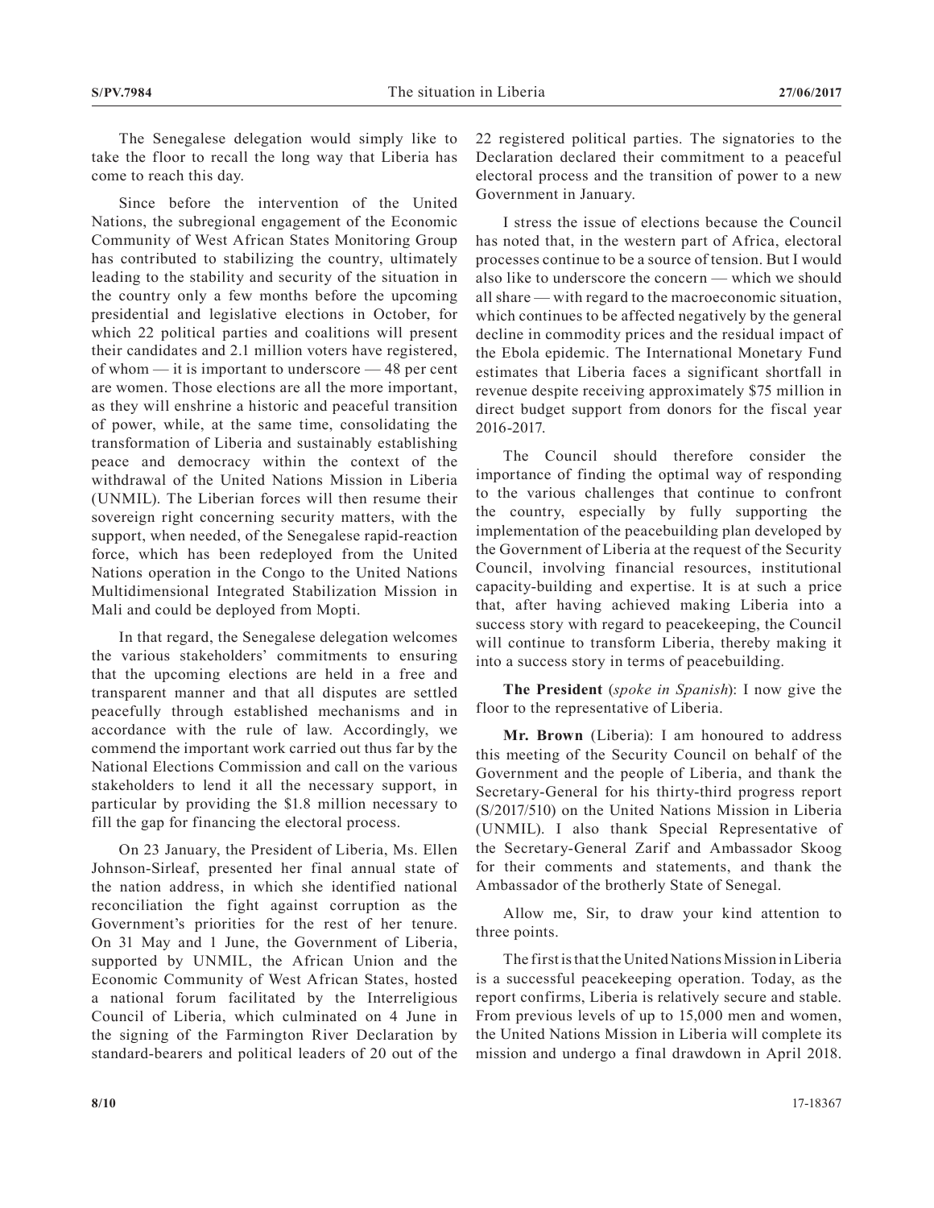The Senegalese delegation would simply like to take the floor to recall the long way that Liberia has come to reach this day.

Since before the intervention of the United Nations, the subregional engagement of the Economic Community of West African States Monitoring Group has contributed to stabilizing the country, ultimately leading to the stability and security of the situation in the country only a few months before the upcoming presidential and legislative elections in October, for which 22 political parties and coalitions will present their candidates and 2.1 million voters have registered, of whom — it is important to underscore — 48 per cent are women. Those elections are all the more important, as they will enshrine a historic and peaceful transition of power, while, at the same time, consolidating the transformation of Liberia and sustainably establishing peace and democracy within the context of the withdrawal of the United Nations Mission in Liberia (UNMIL). The Liberian forces will then resume their sovereign right concerning security matters, with the support, when needed, of the Senegalese rapid-reaction force, which has been redeployed from the United Nations operation in the Congo to the United Nations Multidimensional Integrated Stabilization Mission in Mali and could be deployed from Mopti.

In that regard, the Senegalese delegation welcomes the various stakeholders' commitments to ensuring that the upcoming elections are held in a free and transparent manner and that all disputes are settled peacefully through established mechanisms and in accordance with the rule of law. Accordingly, we commend the important work carried out thus far by the National Elections Commission and call on the various stakeholders to lend it all the necessary support, in particular by providing the $1.8 million necessary to fill the gap for financing the electoral process.

On 23 January, the President of Liberia, Ms. Ellen Johnson-Sirleaf, presented her final annual state of the nation address, in which she identified national reconciliation the fight against corruption as the Government's priorities for the rest of her tenure. On 31 May and 1 June, the Government of Liberia, supported by UNMIL, the African Union and the Economic Community of West African States, hosted a national forum facilitated by the Interreligious Council of Liberia, which culminated on 4 June in the signing of the Farmington River Declaration by standard-bearers and political leaders of 20 out of the 22 registered political parties. The signatories to the Declaration declared their commitment to a peaceful electoral process and the transition of power to a new Government in January.

I stress the issue of elections because the Council has noted that, in the western part of Africa, electoral processes continue to be a source of tension. But I would also like to underscore the concern — which we should all share — with regard to the macroeconomic situation, which continues to be affected negatively by the general decline in commodity prices and the residual impact of the Ebola epidemic. The International Monetary Fund estimates that Liberia faces a significant shortfall in revenue despite receiving approximately $75 million in direct budget support from donors for the fiscal year 2016-2017.

The Council should therefore consider the importance of finding the optimal way of responding to the various challenges that continue to confront the country, especially by fully supporting the implementation of the peacebuilding plan developed by the Government of Liberia at the request of the Security Council, involving financial resources, institutional capacity-building and expertise. It is at such a price that, after having achieved making Liberia into a success story with regard to peacekeeping, the Council will continue to transform Liberia, thereby making it into a success story in terms of peacebuilding.

**The President** (*spoke in Spanish*): I now give the floor to the representative of Liberia.

**Mr. Brown** (Liberia): I am honoured to address this meeting of the Security Council on behalf of the Government and the people of Liberia, and thank the Secretary-General for his thirty-third progress report (S/2017/510) on the United Nations Mission in Liberia (UNMIL). I also thank Special Representative of the Secretary-General Zarif and Ambassador Skoog for their comments and statements, and thank the Ambassador of the brotherly State of Senegal.

Allow me, Sir, to draw your kind attention to three points.

The first is that the United Nations Mission in Liberia is a successful peacekeeping operation. Today, as the report confirms, Liberia is relatively secure and stable. From previous levels of up to 15,000 men and women, the United Nations Mission in Liberia will complete its mission and undergo a final drawdown in April 2018.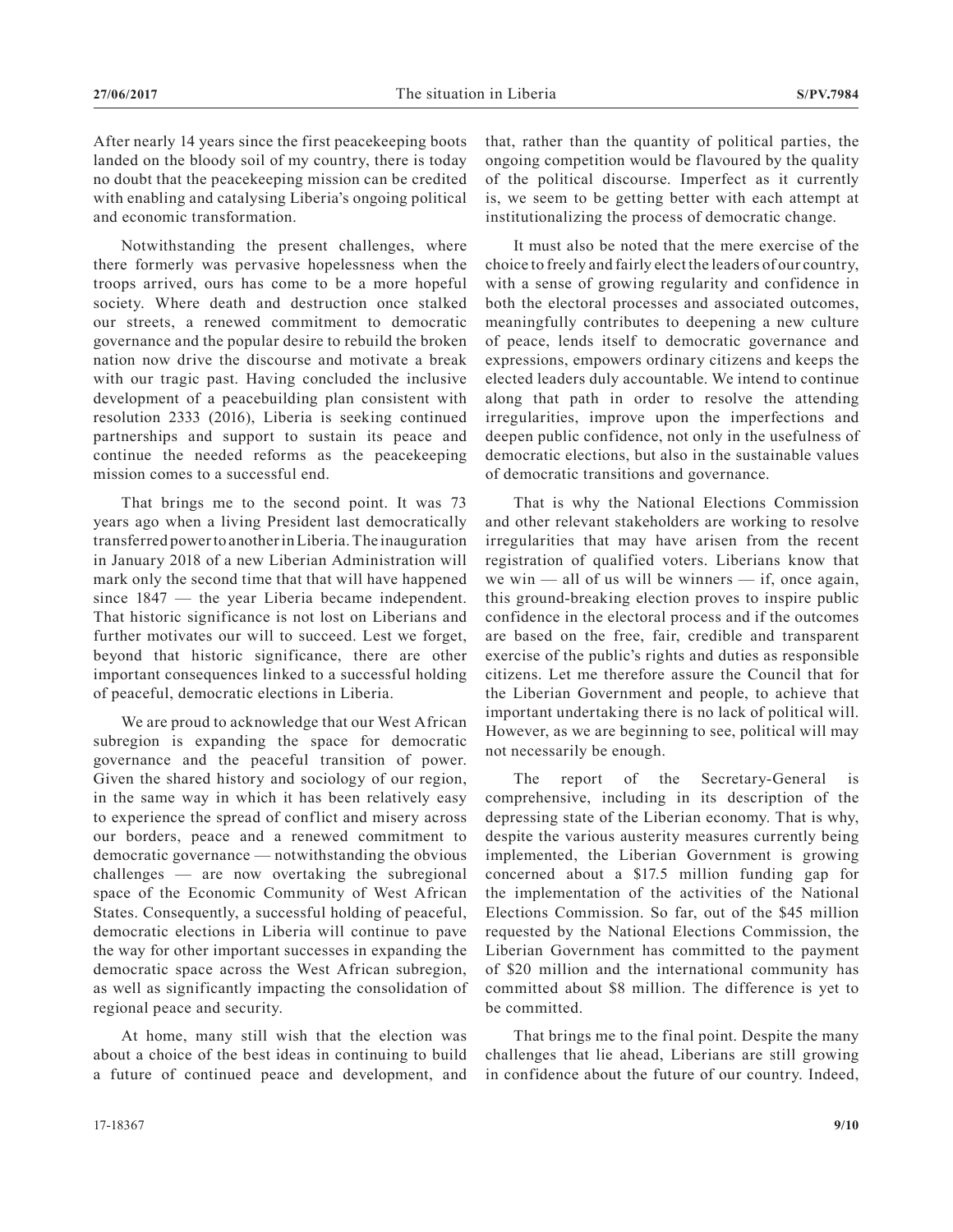After nearly 14 years since the first peacekeeping boots landed on the bloody soil of my country, there is today no doubt that the peacekeeping mission can be credited with enabling and catalysing Liberia's ongoing political and economic transformation.

Notwithstanding the present challenges, where there formerly was pervasive hopelessness when the troops arrived, ours has come to be a more hopeful society. Where death and destruction once stalked our streets, a renewed commitment to democratic governance and the popular desire to rebuild the broken nation now drive the discourse and motivate a break with our tragic past. Having concluded the inclusive development of a peacebuilding plan consistent with resolution 2333 (2016), Liberia is seeking continued partnerships and support to sustain its peace and continue the needed reforms as the peacekeeping mission comes to a successful end.

That brings me to the second point. It was 73 years ago when a living President last democratically transferred power to another in Liberia. The inauguration in January 2018 of a new Liberian Administration will mark only the second time that that will have happened since 1847 — the year Liberia became independent. That historic significance is not lost on Liberians and further motivates our will to succeed. Lest we forget, beyond that historic significance, there are other important consequences linked to a successful holding of peaceful, democratic elections in Liberia.

We are proud to acknowledge that our West African subregion is expanding the space for democratic governance and the peaceful transition of power. Given the shared history and sociology of our region, in the same way in which it has been relatively easy to experience the spread of conflict and misery across our borders, peace and a renewed commitment to democratic governance — notwithstanding the obvious challenges — are now overtaking the subregional space of the Economic Community of West African States. Consequently, a successful holding of peaceful, democratic elections in Liberia will continue to pave the way for other important successes in expanding the democratic space across the West African subregion, as well as significantly impacting the consolidation of regional peace and security.

At home, many still wish that the election was about a choice of the best ideas in continuing to build a future of continued peace and development, and that, rather than the quantity of political parties, the ongoing competition would be flavoured by the quality of the political discourse. Imperfect as it currently is, we seem to be getting better with each attempt at institutionalizing the process of democratic change.

It must also be noted that the mere exercise of the choice to freely and fairly elect the leaders of our country, with a sense of growing regularity and confidence in both the electoral processes and associated outcomes, meaningfully contributes to deepening a new culture of peace, lends itself to democratic governance and expressions, empowers ordinary citizens and keeps the elected leaders duly accountable. We intend to continue along that path in order to resolve the attending irregularities, improve upon the imperfections and deepen public confidence, not only in the usefulness of democratic elections, but also in the sustainable values of democratic transitions and governance.

That is why the National Elections Commission and other relevant stakeholders are working to resolve irregularities that may have arisen from the recent registration of qualified voters. Liberians know that we win — all of us will be winners — if, once again, this ground-breaking election proves to inspire public confidence in the electoral process and if the outcomes are based on the free, fair, credible and transparent exercise of the public's rights and duties as responsible citizens. Let me therefore assure the Council that for the Liberian Government and people, to achieve that important undertaking there is no lack of political will. However, as we are beginning to see, political will may not necessarily be enough.

The report of the Secretary-General is comprehensive, including in its description of the depressing state of the Liberian economy. That is why, despite the various austerity measures currently being implemented, the Liberian Government is growing concerned about a $17.5 million funding gap for the implementation of the activities of the National Elections Commission. So far, out of the $45 million requested by the National Elections Commission, the Liberian Government has committed to the payment of $20 million and the international community has committed about $8 million. The difference is yet to be committed.

That brings me to the final point. Despite the many challenges that lie ahead, Liberians are still growing in confidence about the future of our country. Indeed,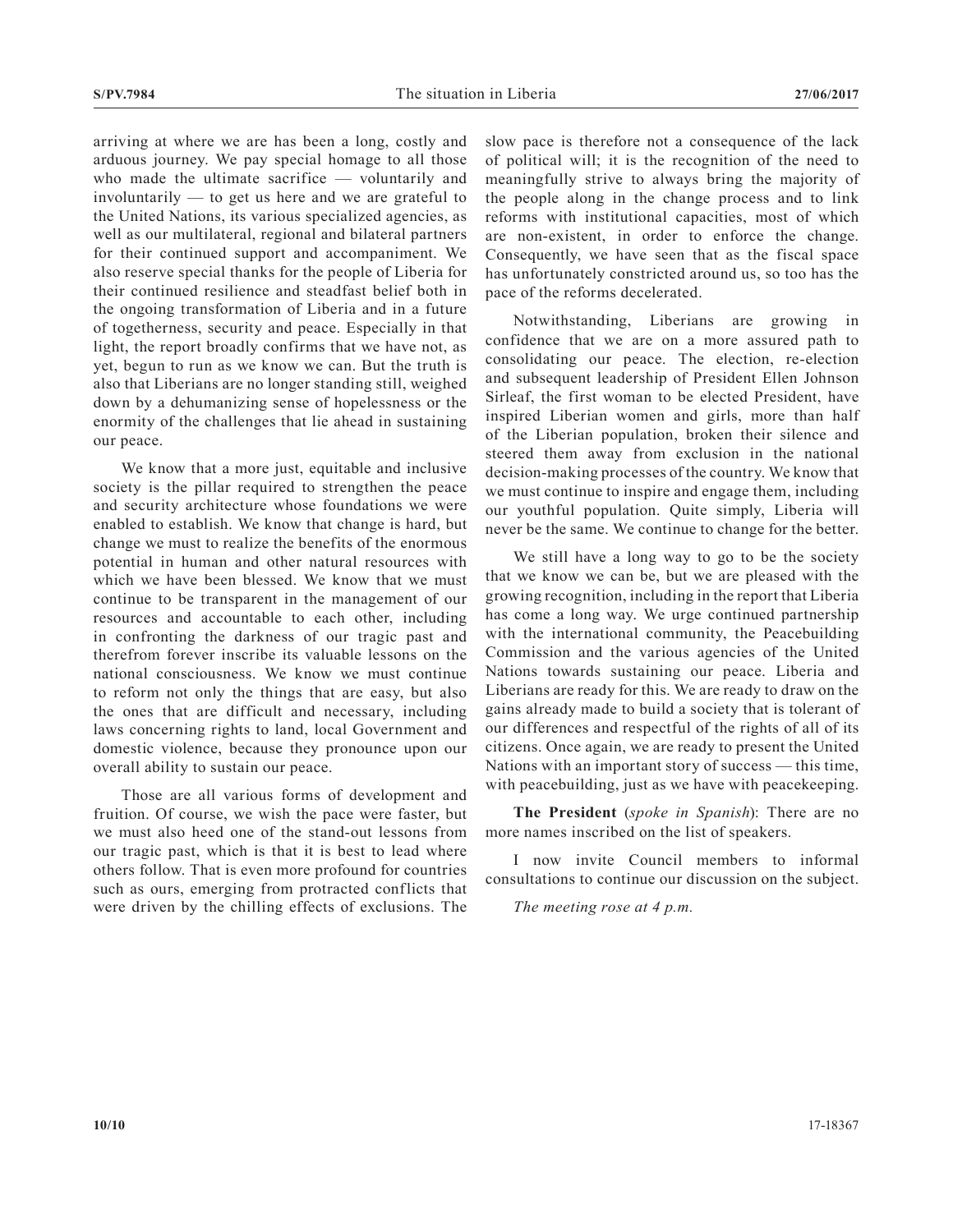arriving at where we are has been a long, costly and arduous journey. We pay special homage to all those who made the ultimate sacrifice — voluntarily and involuntarily — to get us here and we are grateful to the United Nations, its various specialized agencies, as well as our multilateral, regional and bilateral partners for their continued support and accompaniment. We also reserve special thanks for the people of Liberia for their continued resilience and steadfast belief both in the ongoing transformation of Liberia and in a future of togetherness, security and peace. Especially in that light, the report broadly confirms that we have not, as yet, begun to run as we know we can. But the truth is also that Liberians are no longer standing still, weighed down by a dehumanizing sense of hopelessness or the enormity of the challenges that lie ahead in sustaining our peace.

We know that a more just, equitable and inclusive society is the pillar required to strengthen the peace and security architecture whose foundations we were enabled to establish. We know that change is hard, but change we must to realize the benefits of the enormous potential in human and other natural resources with which we have been blessed. We know that we must continue to be transparent in the management of our resources and accountable to each other, including in confronting the darkness of our tragic past and therefrom forever inscribe its valuable lessons on the national consciousness. We know we must continue to reform not only the things that are easy, but also the ones that are difficult and necessary, including laws concerning rights to land, local Government and domestic violence, because they pronounce upon our overall ability to sustain our peace.

Those are all various forms of development and fruition. Of course, we wish the pace were faster, but we must also heed one of the stand-out lessons from our tragic past, which is that it is best to lead where others follow. That is even more profound for countries such as ours, emerging from protracted conflicts that were driven by the chilling effects of exclusions. The slow pace is therefore not a consequence of the lack of political will; it is the recognition of the need to meaningfully strive to always bring the majority of the people along in the change process and to link reforms with institutional capacities, most of which are non-existent, in order to enforce the change. Consequently, we have seen that as the fiscal space has unfortunately constricted around us, so too has the pace of the reforms decelerated.

Notwithstanding, Liberians are growing in confidence that we are on a more assured path to consolidating our peace. The election, re-election and subsequent leadership of President Ellen Johnson Sirleaf, the first woman to be elected President, have inspired Liberian women and girls, more than half of the Liberian population, broken their silence and steered them away from exclusion in the national decision-making processes of the country. We know that we must continue to inspire and engage them, including our youthful population. Quite simply, Liberia will never be the same. We continue to change for the better.

We still have a long way to go to be the society that we know we can be, but we are pleased with the growing recognition, including in the report that Liberia has come a long way. We urge continued partnership with the international community, the Peacebuilding Commission and the various agencies of the United Nations towards sustaining our peace. Liberia and Liberians are ready for this. We are ready to draw on the gains already made to build a society that is tolerant of our differences and respectful of the rights of all of its citizens. Once again, we are ready to present the United Nations with an important story of success — this time, with peacebuilding, just as we have with peacekeeping.

**The President** (*spoke in Spanish*): There are no more names inscribed on the list of speakers.

I now invite Council members to informal consultations to continue our discussion on the subject.

*The meeting rose at 4 p.m.*